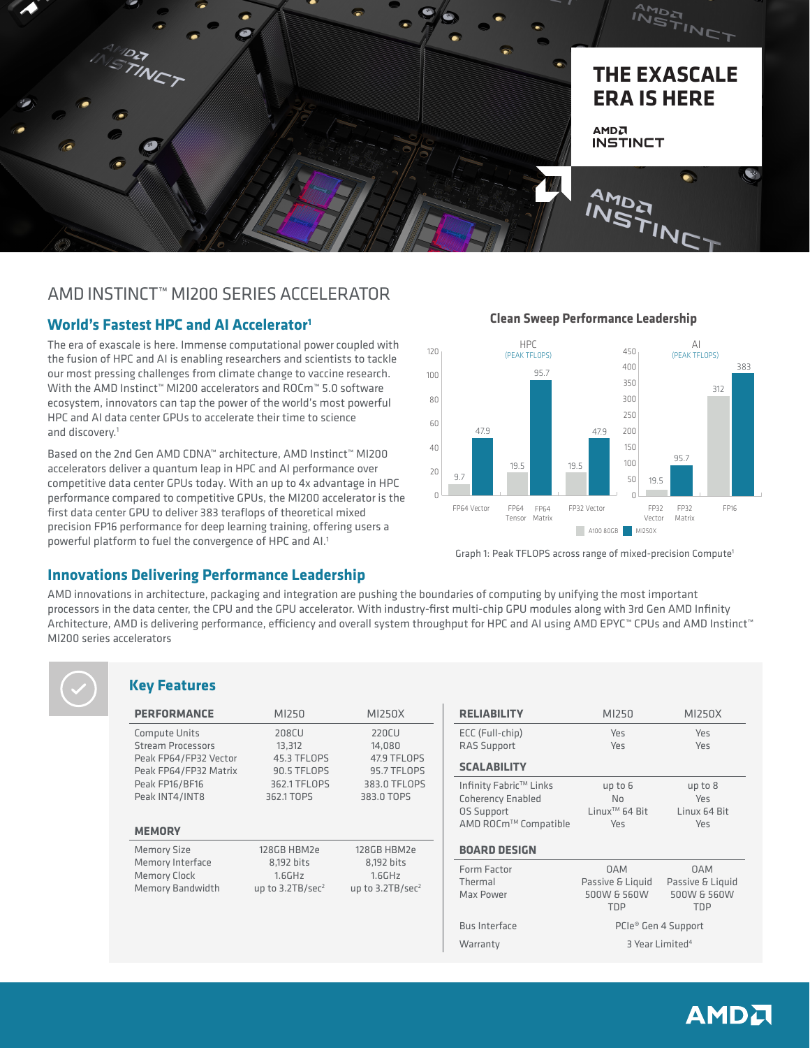# THE EXASCALE ERA IS HERE

AMD INSTINCT

## AMD INSTINCT™ MI200 SERIES ACCELERATOR

### World's Fastest HPC and AI Accelerator[1]

The era of exascale is here. Immense computational power coupled with the fusion of HPC and AI is enabling researchers and scientists to tackle our most pressing challenges from climate change to vaccine research. With the AMD Instinct™ MI200 accelerators and ROCm™ 5.0 software ecosystem, innovators can tap the power of the world's most powerful HPC and AI data center GPUs to accelerate their time to science and discovery.[1]

Based on the 2nd Gen AMD CDNA™ architecture, AMD Instinct™ MI200 accelerators deliver a quantum leap in HPC and AI performance over competitive data center GPUs today. With an up to 4x advantage in HPC performance compared to competitive GPUs, the MI200 accelerator is the first data center GPU to deliver 383 teraflops of theoretical mixed precision FP16 performance for deep learning training, offering users a powerful platform to fuel the convergence of HPC and AI.[1]

**Clean Sweep Performance Leadership**

HPC (PEAK TFLOPS)

| | A100 80GB | MI250X |
|---|---|---|
| FP64 Vector | 9.7 | 47.9 |
| FP64 Tensor / FP64 Matrix | 19.5 | 95.7 |
| FP32 Vector | 19.5 | 47.9 |

AI (PEAK TFLOPS)

| | A100 80GB | MI250X |
|---|---|---|
| FP32 Vector / FP32 Matrix | 19.5 | 95.7 |
| FP16 | 312 | 383 |

Graph 1: Peak TFLOPS across range of mixed-precision Compute[1]

### Innovations Delivering Performance Leadership

AMD innovations in architecture, packaging and integration are pushing the boundaries of computing by unifying the most important processors in the data center, the CPU and the GPU accelerator. With industry-first multi-chip GPU modules along with 3rd Gen AMD Infinity Architecture, AMD is delivering performance, efficiency and overall system throughput for HPC and AI using AMD EPYC™ CPUs and AMD Instinct™ MI200 series accelerators

### Key Features

| PERFORMANCE | MI250 | MI250X |
|---|---|---|
| Compute Units | 208CU | 220CU |
| Stream Processors | 13,312 | 14,080 |
| Peak FP64/FP32 Vector | 45.3 TFLOPS | 47.9 TFLOPS |
| Peak FP64/FP32 Matrix | 90.5 TFLOPS | 95.7 TFLOPS |
| Peak FP16/BF16 | 362.1 TFLOPS | 383.0 TFLOPS |
| Peak INT4/INT8 | 362.1 TOPS | 383.0 TOPS |
| **MEMORY** | | |
| Memory Size | 128GB HBM2e | 128GB HBM2e |
| Memory Interface | 8,192 bits | 8,192 bits |
| Memory Clock | 1.6GHz | 1.6GHz |
| Memory Bandwidth | up to 3.2TB/sec[2] | up to 3.2TB/sec[2] |

| RELIABILITY | MI250 | MI250X |
|---|---|---|
| ECC (Full-chip) | Yes | Yes |
| RAS Support | Yes | Yes |
| **SCALABILITY** | | |
| Infinity Fabric™ Links | up to 6 | up to 8 |
| Coherency Enabled | No | Yes |
| OS Support | Linux™ 64 Bit | Linux 64 Bit |
| AMD ROCm™ Compatible | Yes | Yes |
| **BOARD DESIGN** | | |
| Form Factor | OAM | OAM |
| Thermal | Passive & Liquid | Passive & Liquid |
| Max Power | 500W & 560W TDP | 500W & 560W TDP |
| Bus Interface | PCIe® Gen 4 Support | |
| Warranty | 3 Year Limited[4] | |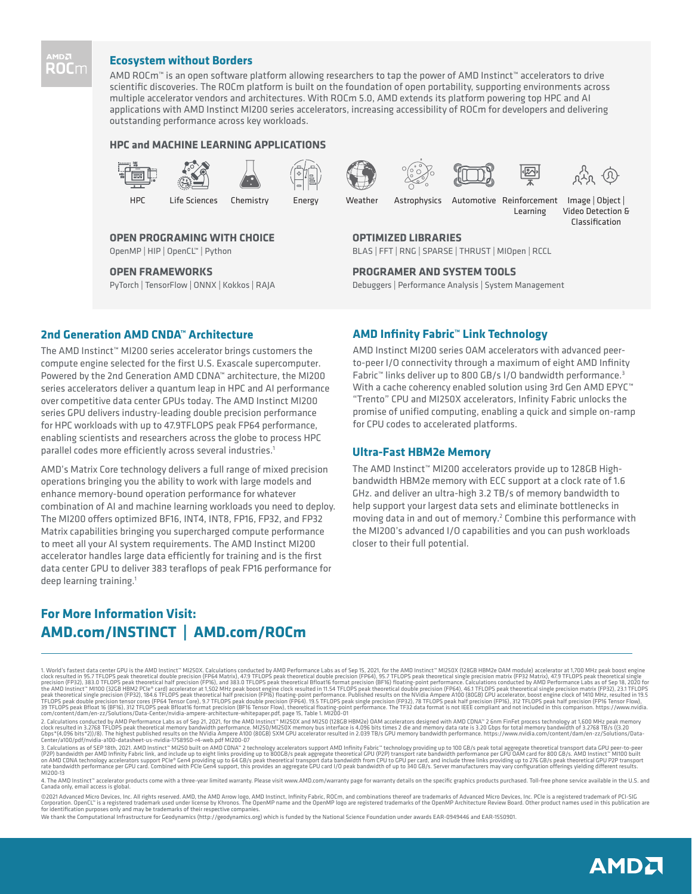AMD ROCm

## Ecosystem without Borders

AMD ROCm™ is an open software platform allowing researchers to tap the power of AMD Instinct™ accelerators to drive scientific discoveries. The ROCm platform is built on the foundation of open portability, supporting environments across multiple accelerator vendors and architectures. With ROCm 5.0, AMD extends its platform powering top HPC and AI applications with AMD Instinct MI200 series accelerators, increasing accessibility of ROCm for developers and delivering outstanding performance across key workloads.

### HPC and MACHINE LEARNING APPLICATIONS

HPC
Life Sciences
Chemistry
Energy
Weather
Astrophysics
Automotive
Reinforcement Learning
Image | Object | Video Detection & Classification

### OPEN PROGRAMING WITH CHOICE

OpenMP | HIP | OpenCL™ | Python

### OPEN FRAMEWORKS

PyTorch | TensorFlow | ONNX | Kokkos | RAJA

### OPTIMIZED LIBRARIES

BLAS | FFT | RNG | SPARSE | THRUST | MIOpen | RCCL

### PROGRAMER AND SYSTEM TOOLS

Debuggers | Performance Analysis | System Management

## 2nd Generation AMD CNDA™ Architecture

The AMD Instinct™ MI200 series accelerator brings customers the compute engine selected for the first U.S. Exascale supercomputer. Powered by the 2nd Generation AMD CDNA™ architecture, the MI200 series accelerators deliver a quantum leap in HPC and AI performance over competitive data center GPUs today. The AMD Instinct MI200 series GPU delivers industry-leading double precision performance for HPC workloads with up to 47.9TFLOPS peak FP64 performance, enabling scientists and researchers across the globe to process HPC parallel codes more efficiently across several industries.[1]

AMD's Matrix Core technology delivers a full range of mixed precision operations bringing you the ability to work with large models and enhance memory-bound operation performance for whatever combination of AI and machine learning workloads you need to deploy. The MI200 offers optimized BF16, INT4, INT8, FP16, FP32, and FP32 Matrix capabilities bringing you supercharged compute performance to meet all your AI system requirements. The AMD Instinct MI200 accelerator handles large data efficiently for training and is the first data center GPU to deliver 383 teraflops of peak FP16 performance for deep learning training.[1]

## AMD Infinity Fabric™ Link Technology

AMD Instinct MI200 series OAM accelerators with advanced peer-to-peer I/O connectivity through a maximum of eight AMD Infinity Fabric™ links deliver up to 800 GB/s I/O bandwidth performance.[3] With a cache coherency enabled solution using 3rd Gen AMD EPYC™ "Trento" CPU and MI250X accelerators, Infinity Fabric unlocks the promise of unified computing, enabling a quick and simple on-ramp for CPU codes to accelerated platforms.

## Ultra-Fast HBM2e Memory

The AMD Instinct™ MI200 accelerators provide up to 128GB High-bandwidth HBM2e memory with ECC support at a clock rate of 1.6 GHz. and deliver an ultra-high 3.2 TB/s of memory bandwidth to help support your largest data sets and eliminate bottlenecks in moving data in and out of memory.[2] Combine this performance with the MI200's advanced I/O capabilities and you can push workloads closer to their full potential.

## For More Information Visit:
## AMD.com/INSTINCT | AMD.com/ROCm

1. World's fastest data center GPU is the AMD Instinct™ MI250X. Calculations conducted by AMD Performance Labs as of Sep 15, 2021, for the AMD Instinct™ MI250X (128GB HBM2e OAM module) accelerator at 1,700 MHz peak boost engine clock resulted in 95.7 TFLOPS peak theoretical double precision (FP64 Matrix), 47.9 TFLOPS peak theoretical double precision (FP64), 95.7 TFLOPS peak theoretical single precision matrix (FP32 Matrix), 47.9 TFLOPS peak theoretical single precision (FP32), 383.0 TFLOPS peak theoretical half precision (FP16), and 383.0 TFLOPS peak theoretical Bfloat16 format precision (BF16) floating-point performance. Calculations conducted by AMD Performance Labs as of Sep 18, 2020 for the AMD Instinct™ MI100 (32GB HBM2 PCIe® card) accelerator at 1,502 MHz peak boost engine clock resulted in 11.54 TFLOPS peak theoretical double precision (FP64), 46.1 TFLOPS peak theoretical single precision matrix (FP32), 23.1 TFLOPS peak theoretical single precision (FP32), 184.6 TFLOPS peak theoretical half precision (FP16) floating-point performance. Published results on the NVidia Ampere A100 (80GB) GPU accelerator, boost engine clock of 1410 MHz, resulted in 19.5 TFLOPS peak double precision tensor cores (FP64 Tensor Core), 9.7 TFLOPS peak double precision (FP64). 19.5 TFLOPS peak single precision (FP32), 78 TFLOPS peak half precision (FP16), 312 TFLOPS peak half precision (FP16 Tensor Flow), 39 TFLOPS peak Bfloat 16 (BF16), 312 TFLOPS peak Bfloat16 format precision (BF16 Tensor Flow), theoretical floating-point performance. The TF32 data format is not IEEE compliant and not included in this comparison. https://www.nvidia.com/content/dam/en-zz/Solutions/Data-Center/nvidia-ampere-architecture-whitepaper.pdf, page 15, Table 1. MI200-01

2. Calculations conducted by AMD Performance Labs as of Sep 21, 2021, for the AMD Instinct™ MI250X and MI250 (128GB HBM2e) OAM accelerators designed with AMD CDNA™ 2 6nm FinFet process technology at 1,600 MHz peak memory clock resulted in 3.2768 TFLOPS peak theoretical memory bandwidth performance. MI250/MI250X memory bus interface is 4,096 bits times 2 die and memory data rate is 3.20 Gbps for total memory bandwidth of 3.2768 TB/s ((3.20 Gbps*(4,096 bits*2))/8). The highest published results on the NVidia Ampere A100 (80GB) SXM GPU accelerator resulted in 2.039 TB/s GPU memory bandwidth performance. https://www.nvidia.com/content/dam/en-zz/Solutions/Data-Center/a100/pdf/nvidia-a100-datasheet-us-nvidia-1758950-r4-web.pdf MI200-07

3. Calculations as of SEP 18th, 2021. AMD Instinct™ MI250 built on AMD CDNA™ 2 technology accelerators support AMD Infinity Fabric™ technology providing up to 100 GB/s peak total aggregate theoretical transport data GPU peer-to-peer (P2P) bandwidth per AMD Infinity Fabric link, and include up to eight links providing up to 800GB/s peak aggregate theoretical GPU (P2P) transport rate bandwidth performance per GPU OAM card for 800 GB/s. AMD Instinct™ MI100 built on AMD CDNA technology accelerators support PCIe® Gen4 providing up to 64 GB/s peak theoretical transport data bandwidth from CPU to GPU per card, and include three links providing up to 276 GB/s peak theoretical GPU P2P transport rate bandwidth performance per GPU card. Combined with PCIe Gen4 support, this provides an aggregate GPU card I/O peak bandwidth of up to 340 GB/s. Server manufacturers may vary configuration offerings yielding different results. MI200-13

4. The AMD Instinct™ accelerator products come with a three-year limited warranty. Please visit www.AMD.com/warranty page for warranty details on the specific graphics products purchased. Toll-free phone service available in the U.S. and Canada only, email access is global.

©2021 Advanced Micro Devices, Inc. All rights reserved. AMD, the AMD Arrow logo, AMD Instinct, Infinity Fabric, ROCm, and combinations thereof are trademarks of Advanced Micro Devices, Inc. PCIe is a registered trademark of PCI-SIG Corporation. OpenCL™ is a registered trademark used under license by Khronos. The OpenMP name and the OpenMP logo are registered trademarks of the OpenMP Architecture Review Board. Other product names used in this publication are for identification purposes only and may be trademarks of their respective companies.

We thank the Computational Infrastructure for Geodynamics (http://geodynamics.org) which is funded by the National Science Foundation under awards EAR-0949446 and EAR-1550901.

AMD